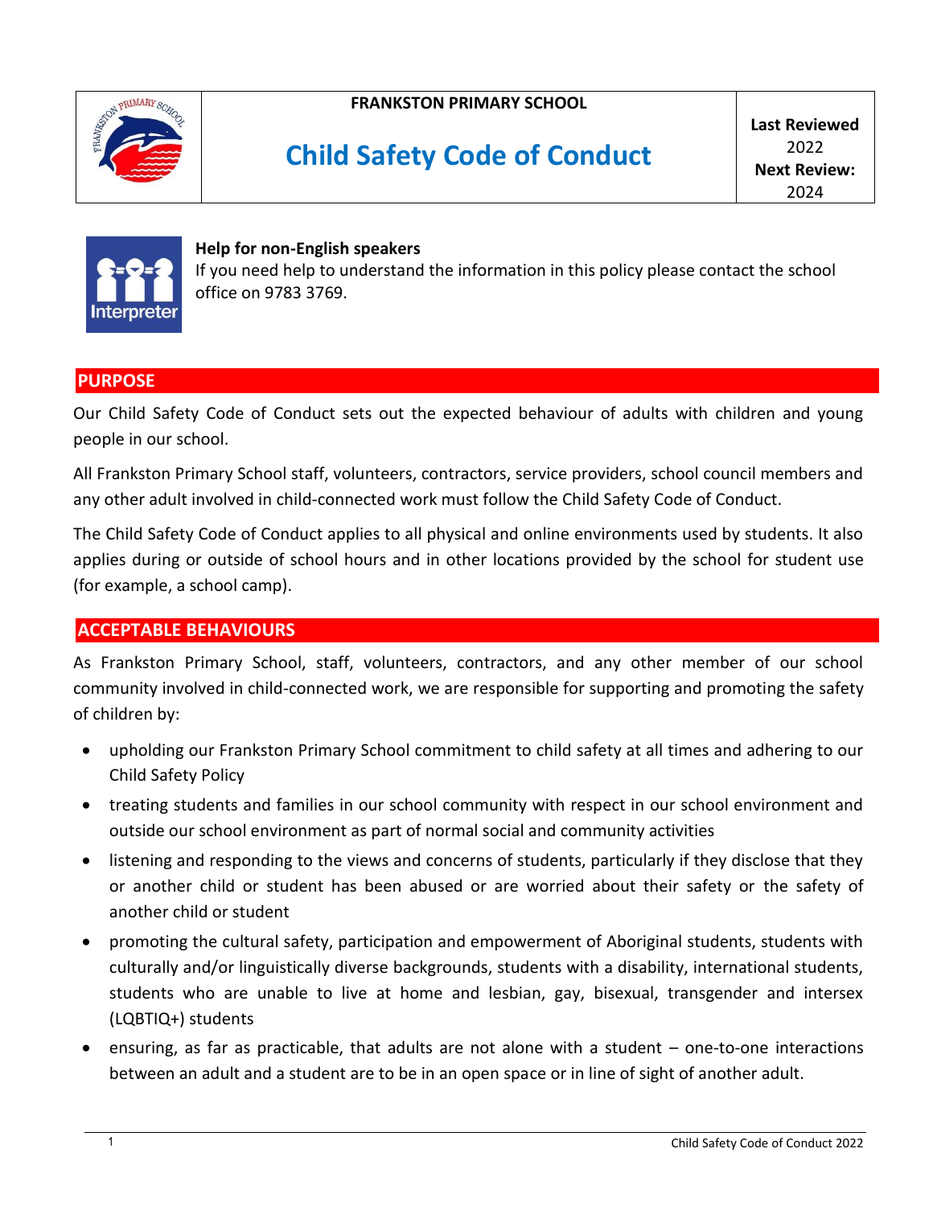**FRANKSTON PRIMARY SCHOOL**

# Child Safety Code of Conduct

**Last Reviewed** 2022
**Next Review:** 2024

**Help for non-English speakers**
If you need help to understand the information in this policy please contact the school office on 9783 3769.

## PURPOSE

Our Child Safety Code of Conduct sets out the expected behaviour of adults with children and young people in our school.

All Frankston Primary School staff, volunteers, contractors, service providers, school council members and any other adult involved in child-connected work must follow the Child Safety Code of Conduct.

The Child Safety Code of Conduct applies to all physical and online environments used by students. It also applies during or outside of school hours and in other locations provided by the school for student use (for example, a school camp).

## ACCEPTABLE BEHAVIOURS

As Frankston Primary School, staff, volunteers, contractors, and any other member of our school community involved in child-connected work, we are responsible for supporting and promoting the safety of children by:

- upholding our Frankston Primary School commitment to child safety at all times and adhering to our Child Safety Policy
- treating students and families in our school community with respect in our school environment and outside our school environment as part of normal social and community activities
- listening and responding to the views and concerns of students, particularly if they disclose that they or another child or student has been abused or are worried about their safety or the safety of another child or student
- promoting the cultural safety, participation and empowerment of Aboriginal students, students with culturally and/or linguistically diverse backgrounds, students with a disability, international students, students who are unable to live at home and lesbian, gay, bisexual, transgender and intersex (LQBTIQ+) students
- ensuring, as far as practicable, that adults are not alone with a student – one-to-one interactions between an adult and a student are to be in an open space or in line of sight of another adult.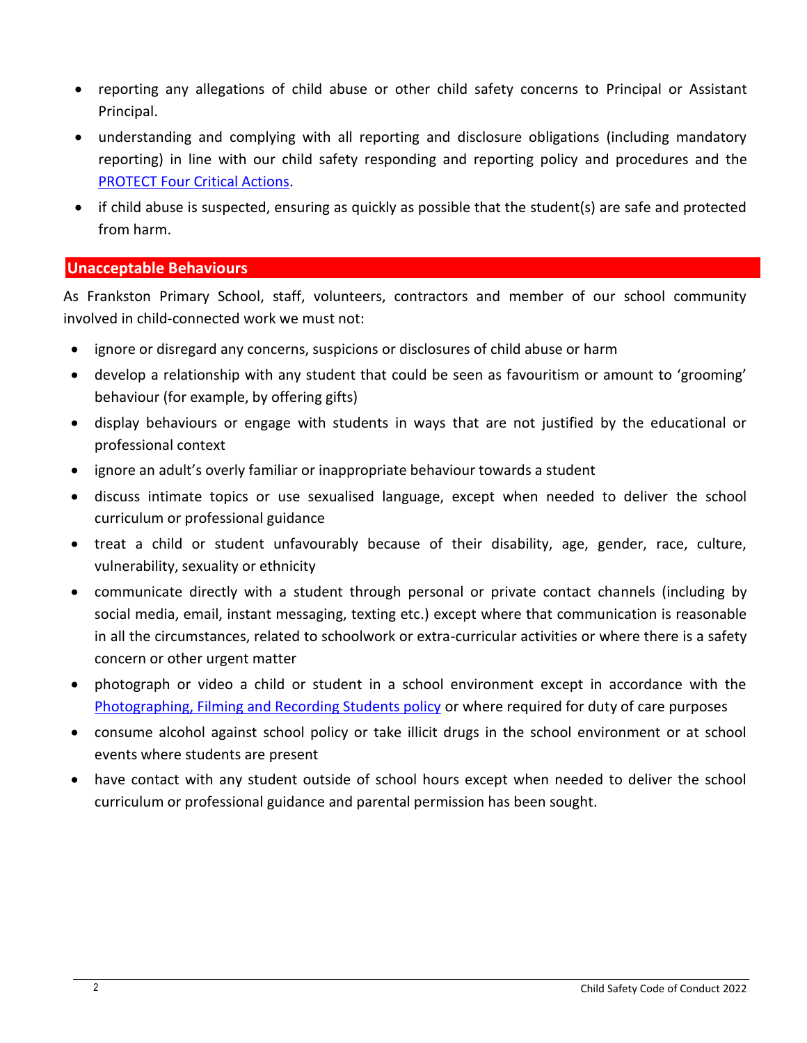- reporting any allegations of child abuse or other child safety concerns to Principal or Assistant Principal.
- understanding and complying with all reporting and disclosure obligations (including mandatory reporting) in line with our child safety responding and reporting policy and procedures and the PROTECT Four Critical Actions.
- if child abuse is suspected, ensuring as quickly as possible that the student(s) are safe and protected from harm.

## Unacceptable Behaviours

As Frankston Primary School, staff, volunteers, contractors and member of our school community involved in child-connected work we must not:

- ignore or disregard any concerns, suspicions or disclosures of child abuse or harm
- develop a relationship with any student that could be seen as favouritism or amount to 'grooming' behaviour (for example, by offering gifts)
- display behaviours or engage with students in ways that are not justified by the educational or professional context
- ignore an adult's overly familiar or inappropriate behaviour towards a student
- discuss intimate topics or use sexualised language, except when needed to deliver the school curriculum or professional guidance
- treat a child or student unfavourably because of their disability, age, gender, race, culture, vulnerability, sexuality or ethnicity
- communicate directly with a student through personal or private contact channels (including by social media, email, instant messaging, texting etc.) except where that communication is reasonable in all the circumstances, related to schoolwork or extra-curricular activities or where there is a safety concern or other urgent matter
- photograph or video a child or student in a school environment except in accordance with the Photographing, Filming and Recording Students policy or where required for duty of care purposes
- consume alcohol against school policy or take illicit drugs in the school environment or at school events where students are present
- have contact with any student outside of school hours except when needed to deliver the school curriculum or professional guidance and parental permission has been sought.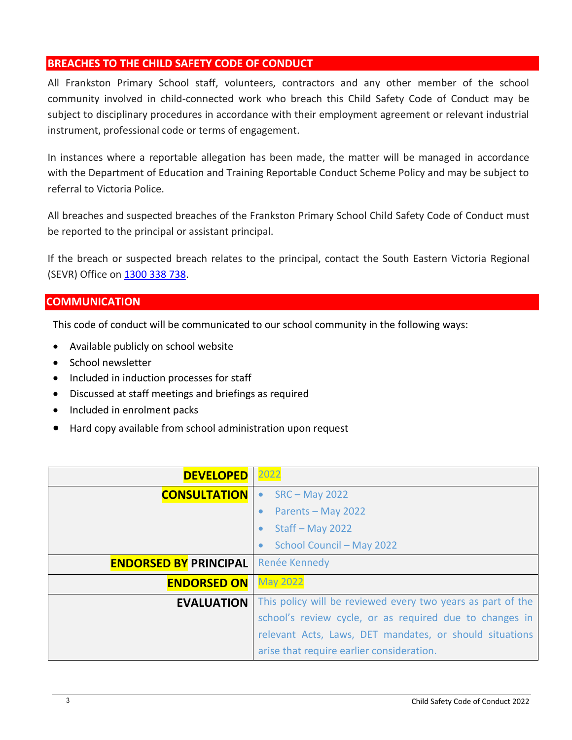## BREACHES TO THE CHILD SAFETY CODE OF CONDUCT

All Frankston Primary School staff, volunteers, contractors and any other member of the school community involved in child-connected work who breach this Child Safety Code of Conduct may be subject to disciplinary procedures in accordance with their employment agreement or relevant industrial instrument, professional code or terms of engagement.

In instances where a reportable allegation has been made, the matter will be managed in accordance with the Department of Education and Training Reportable Conduct Scheme Policy and may be subject to referral to Victoria Police.

All breaches and suspected breaches of the Frankston Primary School Child Safety Code of Conduct must be reported to the principal or assistant principal.

If the breach or suspected breach relates to the principal, contact the South Eastern Victoria Regional (SEVR) Office on 1300 338 738.

## COMMUNICATION

This code of conduct will be communicated to our school community in the following ways:

- Available publicly on school website
- School newsletter
- Included in induction processes for staff
- Discussed at staff meetings and briefings as required
- Included in enrolment packs
- Hard copy available from school administration upon request

| | |
|---|---|
| **DEVELOPED** | 2022 |
| **CONSULTATION** | • SRC – May 2022<br>• Parents – May 2022<br>• Staff – May 2022<br>• School Council – May 2022 |
| **ENDORSED BY PRINCIPAL** | Renée Kennedy |
| **ENDORSED ON** | May 2022 |
| **EVALUATION** | This policy will be reviewed every two years as part of the school's review cycle, or as required due to changes in relevant Acts, Laws, DET mandates, or should situations arise that require earlier consideration. |